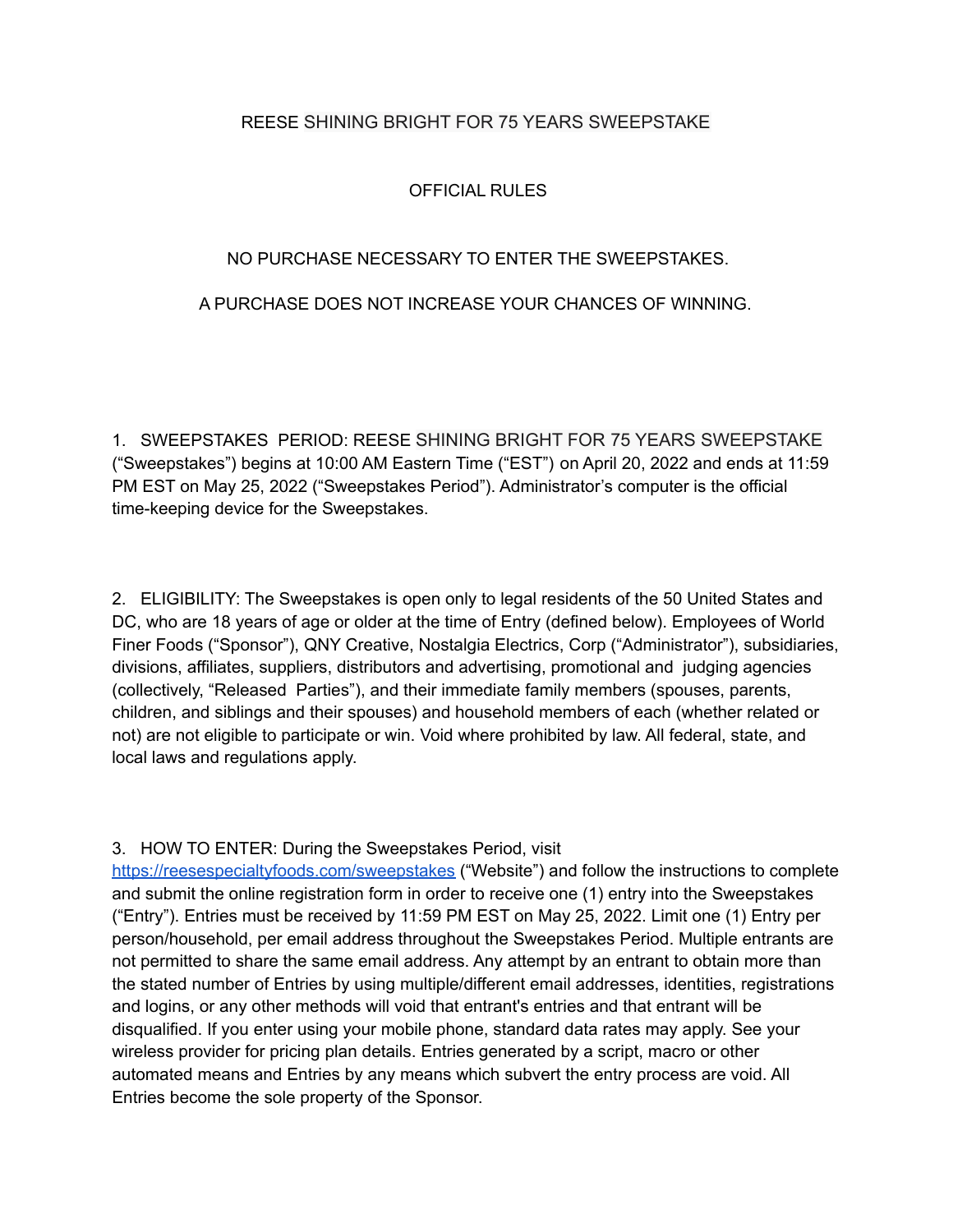# REESE SHINING BRIGHT FOR 75 YEARS SWEEPSTAKE

## OFFICIAL RULES

NO PURCHASE NECESSARY TO ENTER THE SWEEPSTAKES.

A PURCHASE DOES NOT INCREASE YOUR CHANCES OF WINNING.

1. SWEEPSTAKES PERIOD: REESE SHINING BRIGHT FOR 75 YEARS SWEEPSTAKE ("Sweepstakes") begins at 10:00 AM Eastern Time ("EST") on April 20, 2022 and ends at 11:59 PM EST on May 25, 2022 ("Sweepstakes Period"). Administrator's computer is the official time-keeping device for the Sweepstakes.

2. ELIGIBILITY: The Sweepstakes is open only to legal residents of the 50 United States and DC, who are 18 years of age or older at the time of Entry (defined below). Employees of World Finer Foods ("Sponsor"), QNY Creative, Nostalgia Electrics, Corp ("Administrator"), subsidiaries, divisions, affiliates, suppliers, distributors and advertising, promotional and judging agencies (collectively, "Released Parties"), and their immediate family members (spouses, parents, children, and siblings and their spouses) and household members of each (whether related or not) are not eligible to participate or win. Void where prohibited by law. All federal, state, and local laws and regulations apply.

3. HOW TO ENTER: During the Sweepstakes Period, visit [https://reesespecialtyfoods.com/sweepstakes](https://reesespecialtyfoods.com/sweepstakes) ("Website") and follow the instructions to complete and submit the online registration form in order to receive one (1) entry into the Sweepstakes ("Entry"). Entries must be received by 11:59 PM EST on May 25, 2022. Limit one (1) Entry per person/household, per email address throughout the Sweepstakes Period. Multiple entrants are not permitted to share the same email address. Any attempt by an entrant to obtain more than the stated number of Entries by using multiple/different email addresses, identities, registrations and logins, or any other methods will void that entrant's entries and that entrant will be disqualified. If you enter using your mobile phone, standard data rates may apply. See your wireless provider for pricing plan details. Entries generated by a script, macro or other automated means and Entries by any means which subvert the entry process are void. All Entries become the sole property of the Sponsor.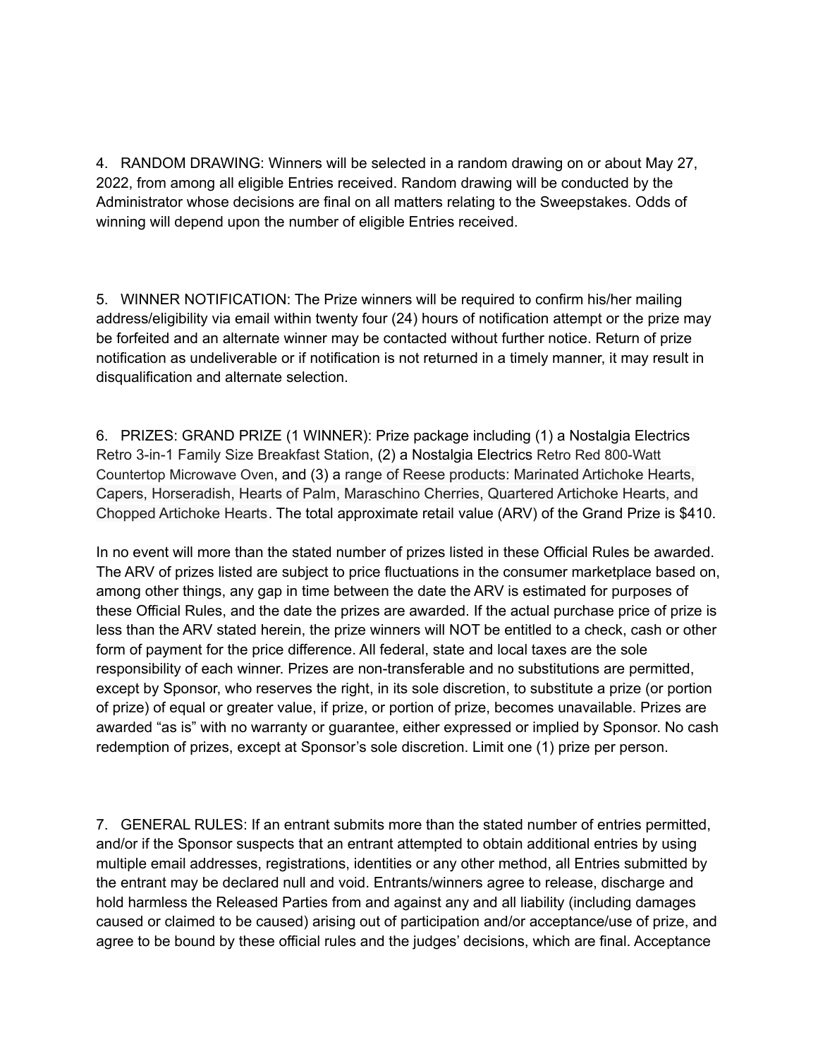4. RANDOM DRAWING: Winners will be selected in a random drawing on or about May 27, 2022, from among all eligible Entries received. Random drawing will be conducted by the Administrator whose decisions are final on all matters relating to the Sweepstakes. Odds of winning will depend upon the number of eligible Entries received.

5. WINNER NOTIFICATION: The Prize winners will be required to confirm his/her mailing address/eligibility via email within twenty four (24) hours of notification attempt or the prize may be forfeited and an alternate winner may be contacted without further notice. Return of prize notification as undeliverable or if notification is not returned in a timely manner, it may result in disqualification and alternate selection.

6. PRIZES: GRAND PRIZE (1 WINNER): Prize package including (1) a Nostalgia Electrics Retro 3-in-1 Family Size Breakfast Station, (2) a Nostalgia Electrics Retro Red 800-Watt Countertop Microwave Oven, and (3) a range of Reese products: Marinated Artichoke Hearts, Capers, Horseradish, Hearts of Palm, Maraschino Cherries, Quartered Artichoke Hearts, and Chopped Artichoke Hearts. The total approximate retail value (ARV) of the Grand Prize is $410.

In no event will more than the stated number of prizes listed in these Official Rules be awarded. The ARV of prizes listed are subject to price fluctuations in the consumer marketplace based on, among other things, any gap in time between the date the ARV is estimated for purposes of these Official Rules, and the date the prizes are awarded. If the actual purchase price of prize is less than the ARV stated herein, the prize winners will NOT be entitled to a check, cash or other form of payment for the price difference. All federal, state and local taxes are the sole responsibility of each winner. Prizes are non-transferable and no substitutions are permitted, except by Sponsor, who reserves the right, in its sole discretion, to substitute a prize (or portion of prize) of equal or greater value, if prize, or portion of prize, becomes unavailable. Prizes are awarded "as is" with no warranty or guarantee, either expressed or implied by Sponsor. No cash redemption of prizes, except at Sponsor's sole discretion. Limit one (1) prize per person.

7. GENERAL RULES: If an entrant submits more than the stated number of entries permitted, and/or if the Sponsor suspects that an entrant attempted to obtain additional entries by using multiple email addresses, registrations, identities or any other method, all Entries submitted by the entrant may be declared null and void. Entrants/winners agree to release, discharge and hold harmless the Released Parties from and against any and all liability (including damages caused or claimed to be caused) arising out of participation and/or acceptance/use of prize, and agree to be bound by these official rules and the judges' decisions, which are final. Acceptance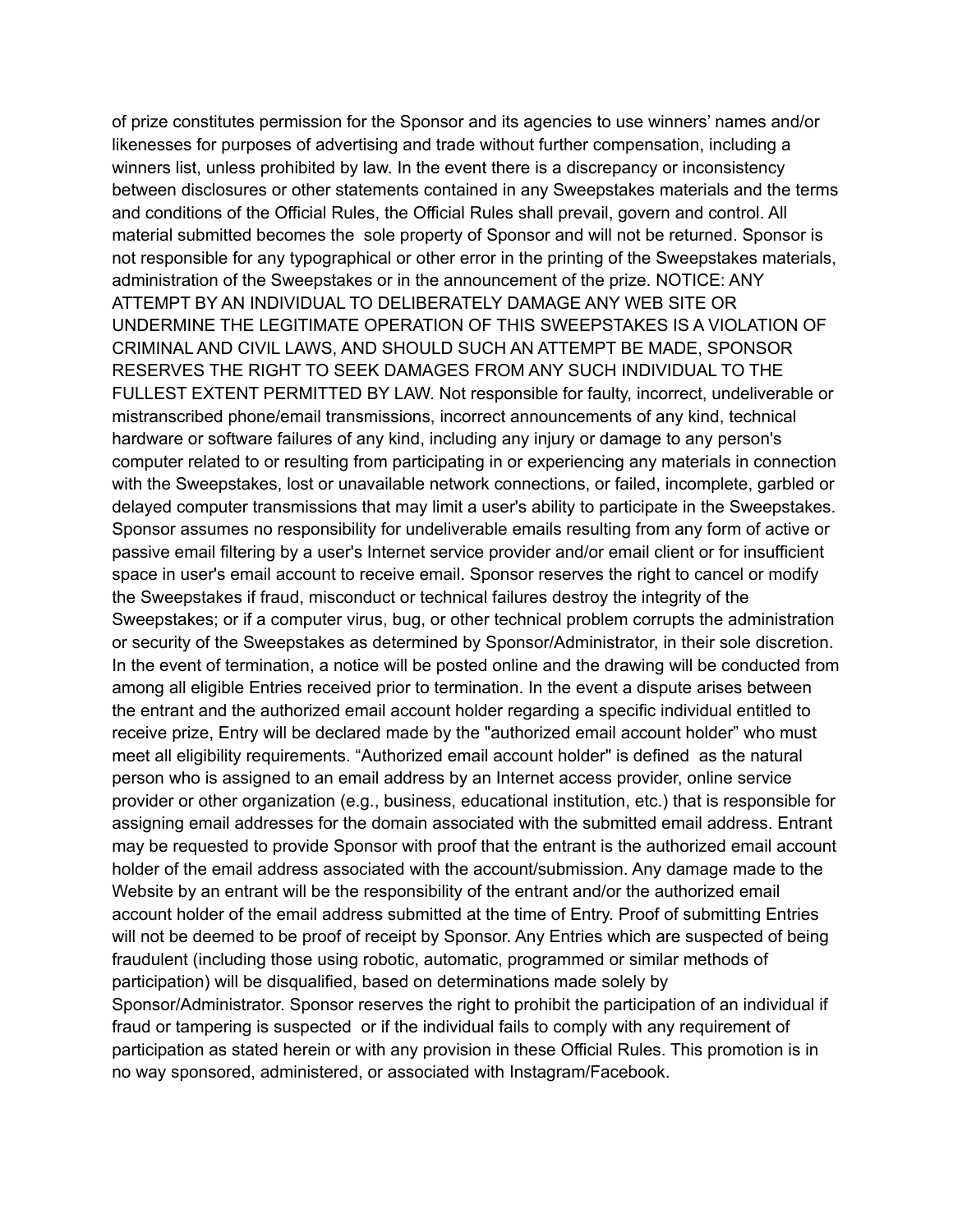of prize constitutes permission for the Sponsor and its agencies to use winners' names and/or likenesses for purposes of advertising and trade without further compensation, including a winners list, unless prohibited by law. In the event there is a discrepancy or inconsistency between disclosures or other statements contained in any Sweepstakes materials and the terms and conditions of the Official Rules, the Official Rules shall prevail, govern and control. All material submitted becomes the sole property of Sponsor and will not be returned. Sponsor is not responsible for any typographical or other error in the printing of the Sweepstakes materials, administration of the Sweepstakes or in the announcement of the prize. NOTICE: ANY ATTEMPT BY AN INDIVIDUAL TO DELIBERATELY DAMAGE ANY WEB SITE OR UNDERMINE THE LEGITIMATE OPERATION OF THIS SWEEPSTAKES IS A VIOLATION OF CRIMINAL AND CIVIL LAWS, AND SHOULD SUCH AN ATTEMPT BE MADE, SPONSOR RESERVES THE RIGHT TO SEEK DAMAGES FROM ANY SUCH INDIVIDUAL TO THE FULLEST EXTENT PERMITTED BY LAW. Not responsible for faulty, incorrect, undeliverable or mistranscribed phone/email transmissions, incorrect announcements of any kind, technical hardware or software failures of any kind, including any injury or damage to any person's computer related to or resulting from participating in or experiencing any materials in connection with the Sweepstakes, lost or unavailable network connections, or failed, incomplete, garbled or delayed computer transmissions that may limit a user's ability to participate in the Sweepstakes. Sponsor assumes no responsibility for undeliverable emails resulting from any form of active or passive email filtering by a user's Internet service provider and/or email client or for insufficient space in user's email account to receive email. Sponsor reserves the right to cancel or modify the Sweepstakes if fraud, misconduct or technical failures destroy the integrity of the Sweepstakes; or if a computer virus, bug, or other technical problem corrupts the administration or security of the Sweepstakes as determined by Sponsor/Administrator, in their sole discretion. In the event of termination, a notice will be posted online and the drawing will be conducted from among all eligible Entries received prior to termination. In the event a dispute arises between the entrant and the authorized email account holder regarding a specific individual entitled to receive prize, Entry will be declared made by the "authorized email account holder" who must meet all eligibility requirements. "Authorized email account holder" is defined as the natural person who is assigned to an email address by an Internet access provider, online service provider or other organization (e.g., business, educational institution, etc.) that is responsible for assigning email addresses for the domain associated with the submitted email address. Entrant may be requested to provide Sponsor with proof that the entrant is the authorized email account holder of the email address associated with the account/submission. Any damage made to the Website by an entrant will be the responsibility of the entrant and/or the authorized email account holder of the email address submitted at the time of Entry. Proof of submitting Entries will not be deemed to be proof of receipt by Sponsor. Any Entries which are suspected of being fraudulent (including those using robotic, automatic, programmed or similar methods of participation) will be disqualified, based on determinations made solely by Sponsor/Administrator. Sponsor reserves the right to prohibit the participation of an individual if fraud or tampering is suspected or if the individual fails to comply with any requirement of participation as stated herein or with any provision in these Official Rules. This promotion is in no way sponsored, administered, or associated with Instagram/Facebook.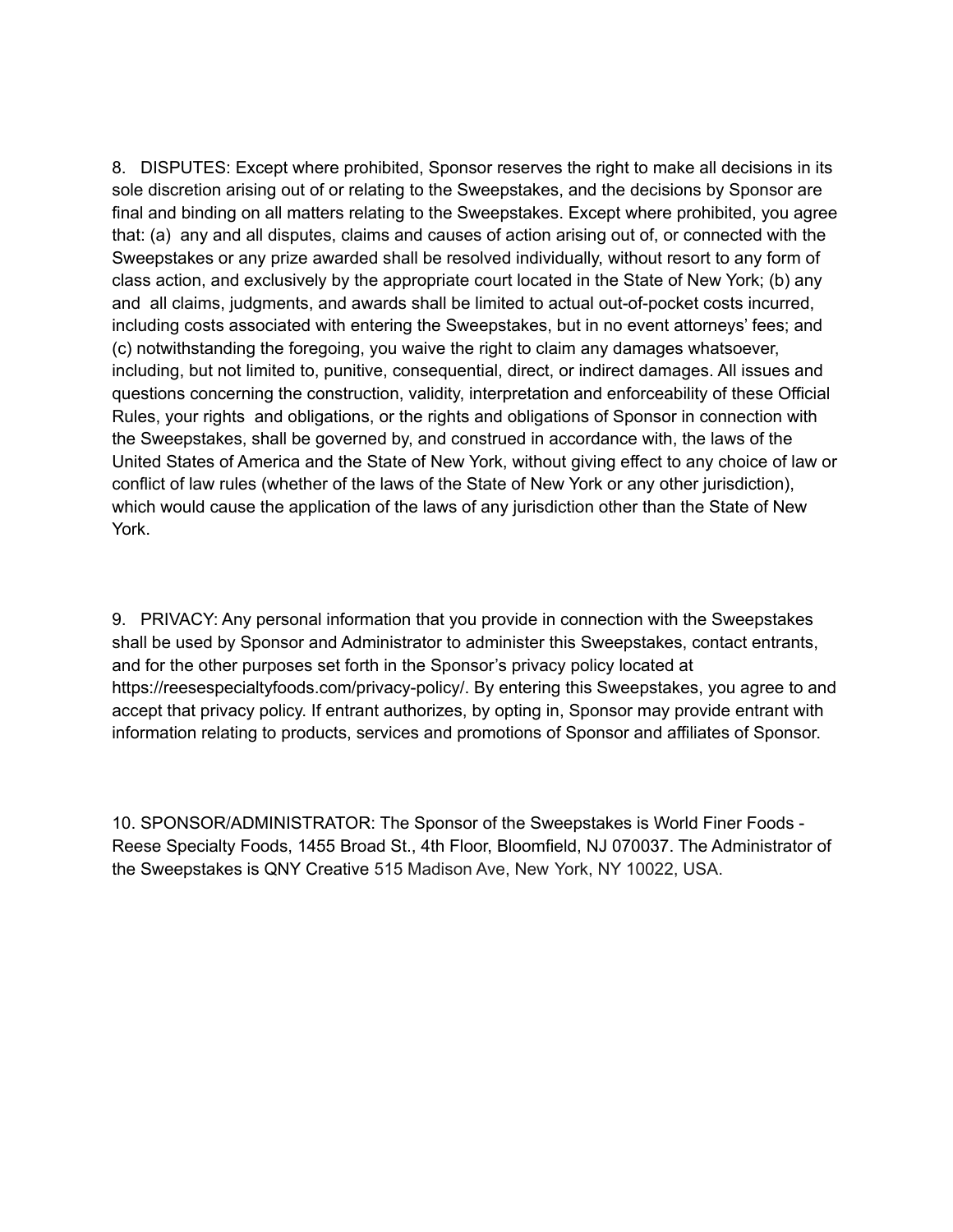8. DISPUTES: Except where prohibited, Sponsor reserves the right to make all decisions in its sole discretion arising out of or relating to the Sweepstakes, and the decisions by Sponsor are final and binding on all matters relating to the Sweepstakes. Except where prohibited, you agree that: (a) any and all disputes, claims and causes of action arising out of, or connected with the Sweepstakes or any prize awarded shall be resolved individually, without resort to any form of class action, and exclusively by the appropriate court located in the State of New York; (b) any and all claims, judgments, and awards shall be limited to actual out-of-pocket costs incurred, including costs associated with entering the Sweepstakes, but in no event attorneys' fees; and (c) notwithstanding the foregoing, you waive the right to claim any damages whatsoever, including, but not limited to, punitive, consequential, direct, or indirect damages. All issues and questions concerning the construction, validity, interpretation and enforceability of these Official Rules, your rights and obligations, or the rights and obligations of Sponsor in connection with the Sweepstakes, shall be governed by, and construed in accordance with, the laws of the United States of America and the State of New York, without giving effect to any choice of law or conflict of law rules (whether of the laws of the State of New York or any other jurisdiction), which would cause the application of the laws of any jurisdiction other than the State of New York.

9. PRIVACY: Any personal information that you provide in connection with the Sweepstakes shall be used by Sponsor and Administrator to administer this Sweepstakes, contact entrants, and for the other purposes set forth in the Sponsor's privacy policy located at https://reesespecialtyfoods.com/privacy-policy/. By entering this Sweepstakes, you agree to and accept that privacy policy. If entrant authorizes, by opting in, Sponsor may provide entrant with information relating to products, services and promotions of Sponsor and affiliates of Sponsor.

10. SPONSOR/ADMINISTRATOR: The Sponsor of the Sweepstakes is World Finer Foods - Reese Specialty Foods, 1455 Broad St., 4th Floor, Bloomfield, NJ 070037. The Administrator of the Sweepstakes is QNY Creative 515 Madison Ave, New York, NY 10022, USA.